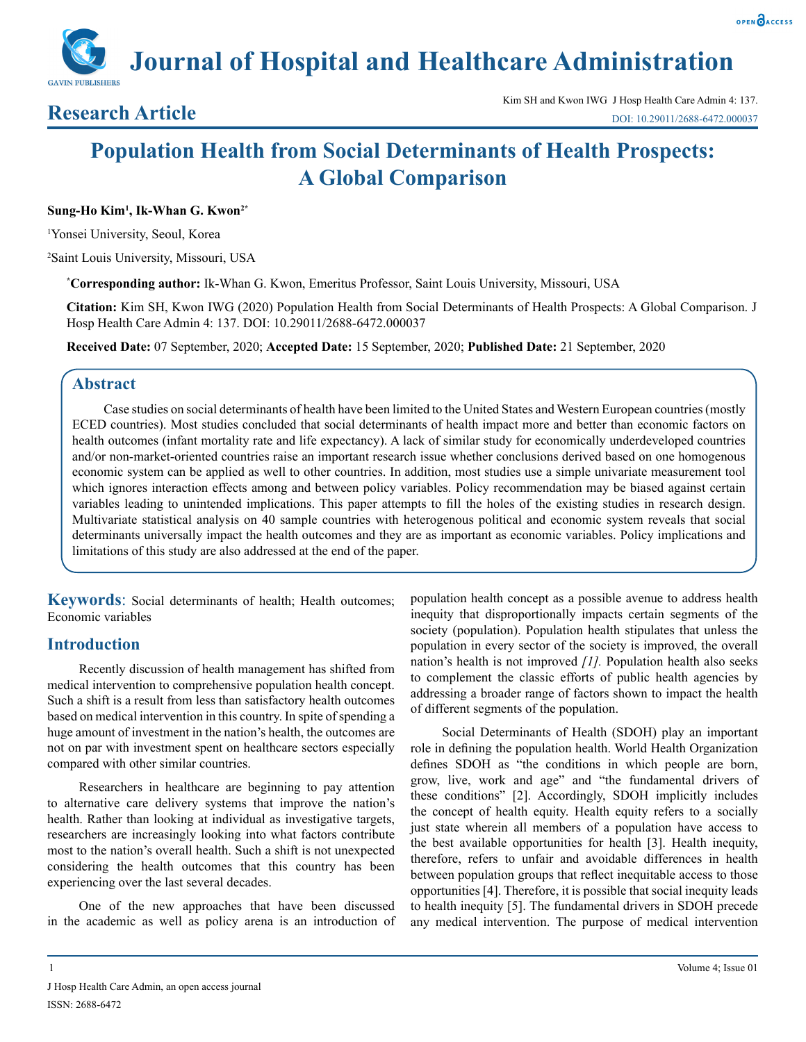# Journal of Hospital and Healthcare Administration

**Research Article**

Kim SH and Kwon IWG J Hosp Health Care Admin 4: 137.
DOI: 10.29011/2688-6472.000037

# Population Health from Social Determinants of Health Prospects: A Global Comparison

**Sung-Ho Kim[1], Ik-Whan G. Kwon[2*]**

[1]Yonsei University, Seoul, Korea

[2]Saint Louis University, Missouri, USA

**[*]Corresponding author:** Ik-Whan G. Kwon, Emeritus Professor, Saint Louis University, Missouri, USA

**Citation:** Kim SH, Kwon IWG (2020) Population Health from Social Determinants of Health Prospects: A Global Comparison. J Hosp Health Care Admin 4: 137. DOI: 10.29011/2688-6472.000037

**Received Date:** 07 September, 2020; **Accepted Date:** 15 September, 2020; **Published Date:** 21 September, 2020

## Abstract

Case studies on social determinants of health have been limited to the United States and Western European countries (mostly ECED countries). Most studies concluded that social determinants of health impact more and better than economic factors on health outcomes (infant mortality rate and life expectancy). A lack of similar study for economically underdeveloped countries and/or non-market-oriented countries raise an important research issue whether conclusions derived based on one homogenous economic system can be applied as well to other countries. In addition, most studies use a simple univariate measurement tool which ignores interaction effects among and between policy variables. Policy recommendation may be biased against certain variables leading to unintended implications. This paper attempts to fill the holes of the existing studies in research design. Multivariate statistical analysis on 40 sample countries with heterogenous political and economic system reveals that social determinants universally impact the health outcomes and they are as important as economic variables. Policy implications and limitations of this study are also addressed at the end of the paper.

**Keywords**: Social determinants of health; Health outcomes; Economic variables

## Introduction

Recently discussion of health management has shifted from medical intervention to comprehensive population health concept. Such a shift is a result from less than satisfactory health outcomes based on medical intervention in this country. In spite of spending a huge amount of investment in the nation's health, the outcomes are not on par with investment spent on healthcare sectors especially compared with other similar countries.

Researchers in healthcare are beginning to pay attention to alternative care delivery systems that improve the nation's health. Rather than looking at individual as investigative targets, researchers are increasingly looking into what factors contribute most to the nation's overall health. Such a shift is not unexpected considering the health outcomes that this country has been experiencing over the last several decades.

One of the new approaches that have been discussed in the academic as well as policy arena is an introduction of population health concept as a possible avenue to address health inequity that disproportionally impacts certain segments of the society (population). Population health stipulates that unless the population in every sector of the society is improved, the overall nation's health is not improved *[1].* Population health also seeks to complement the classic efforts of public health agencies by addressing a broader range of factors shown to impact the health of different segments of the population.

Social Determinants of Health (SDOH) play an important role in defining the population health. World Health Organization defines SDOH as "the conditions in which people are born, grow, live, work and age" and "the fundamental drivers of these conditions" [2]. Accordingly, SDOH implicitly includes the concept of health equity. Health equity refers to a socially just state wherein all members of a population have access to the best available opportunities for health [3]. Health inequity, therefore, refers to unfair and avoidable differences in health between population groups that reflect inequitable access to those opportunities [4]. Therefore, it is possible that social inequity leads to health inequity [5]. The fundamental drivers in SDOH precede any medical intervention. The purpose of medical intervention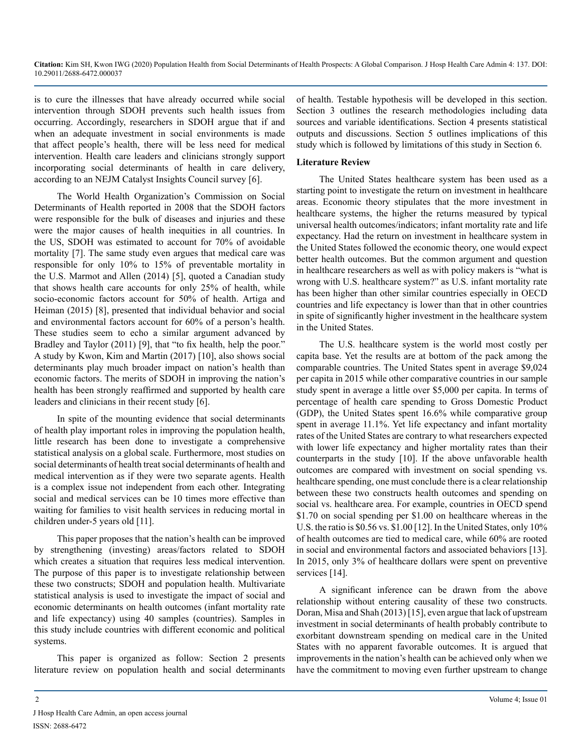is to cure the illnesses that have already occurred while social intervention through SDOH prevents such health issues from occurring. Accordingly, researchers in SDOH argue that if and when an adequate investment in social environments is made that affect people's health, there will be less need for medical intervention. Health care leaders and clinicians strongly support incorporating social determinants of health in care delivery, according to an NEJM Catalyst Insights Council survey [6].

The World Health Organization's Commission on Social Determinants of Health reported in 2008 that the SDOH factors were responsible for the bulk of diseases and injuries and these were the major causes of health inequities in all countries. In the US, SDOH was estimated to account for 70% of avoidable mortality [7]. The same study even argues that medical care was responsible for only 10% to 15% of preventable mortality in the U.S. Marmot and Allen (2014) [5], quoted a Canadian study that shows health care accounts for only 25% of health, while socio-economic factors account for 50% of health. Artiga and Heiman (2015) [8], presented that individual behavior and social and environmental factors account for 60% of a person's health. These studies seem to echo a similar argument advanced by Bradley and Taylor (2011) [9], that "to fix health, help the poor." A study by Kwon, Kim and Martin (2017) [10], also shows social determinants play much broader impact on nation's health than economic factors. The merits of SDOH in improving the nation's health has been strongly reaffirmed and supported by health care leaders and clinicians in their recent study [6].

In spite of the mounting evidence that social determinants of health play important roles in improving the population health, little research has been done to investigate a comprehensive statistical analysis on a global scale. Furthermore, most studies on social determinants of health treat social determinants of health and medical intervention as if they were two separate agents. Health is a complex issue not independent from each other. Integrating social and medical services can be 10 times more effective than waiting for families to visit health services in reducing mortal in children under-5 years old [11].

This paper proposes that the nation's health can be improved by strengthening (investing) areas/factors related to SDOH which creates a situation that requires less medical intervention. The purpose of this paper is to investigate relationship between these two constructs; SDOH and population health. Multivariate statistical analysis is used to investigate the impact of social and economic determinants on health outcomes (infant mortality rate and life expectancy) using 40 samples (countries). Samples in this study include countries with different economic and political systems.

This paper is organized as follow: Section 2 presents literature review on population health and social determinants of health. Testable hypothesis will be developed in this section. Section 3 outlines the research methodologies including data sources and variable identifications. Section 4 presents statistical outputs and discussions. Section 5 outlines implications of this study which is followed by limitations of this study in Section 6.

## Literature Review

The United States healthcare system has been used as a starting point to investigate the return on investment in healthcare areas. Economic theory stipulates that the more investment in healthcare systems, the higher the returns measured by typical universal health outcomes/indicators; infant mortality rate and life expectancy. Had the return on investment in healthcare system in the United States followed the economic theory, one would expect better health outcomes. But the common argument and question in healthcare researchers as well as with policy makers is "what is wrong with U.S. healthcare system?" as U.S. infant mortality rate has been higher than other similar countries especially in OECD countries and life expectancy is lower than that in other countries in spite of significantly higher investment in the healthcare system in the United States.

The U.S. healthcare system is the world most costly per capita base. Yet the results are at bottom of the pack among the comparable countries. The United States spent in average $9,024 per capita in 2015 while other comparative countries in our sample study spent in average a little over $5,000 per capita. In terms of percentage of health care spending to Gross Domestic Product (GDP), the United States spent 16.6% while comparative group spent in average 11.1%. Yet life expectancy and infant mortality rates of the United States are contrary to what researchers expected with lower life expectancy and higher mortality rates than their counterparts in the study [10]. If the above unfavorable health outcomes are compared with investment on social spending vs. healthcare spending, one must conclude there is a clear relationship between these two constructs health outcomes and spending on social vs. healthcare area. For example, countries in OECD spend $1.70 on social spending per $1.00 on healthcare whereas in the U.S. the ratio is $0.56 vs. $1.00 [12]. In the United States, only 10% of health outcomes are tied to medical care, while 60% are rooted in social and environmental factors and associated behaviors [13]. In 2015, only 3% of healthcare dollars were spent on preventive services [14].

A significant inference can be drawn from the above relationship without entering causality of these two constructs. Doran, Misa and Shah (2013) [15], even argue that lack of upstream investment in social determinants of health probably contribute to exorbitant downstream spending on medical care in the United States with no apparent favorable outcomes. It is argued that improvements in the nation's health can be achieved only when we have the commitment to moving even further upstream to change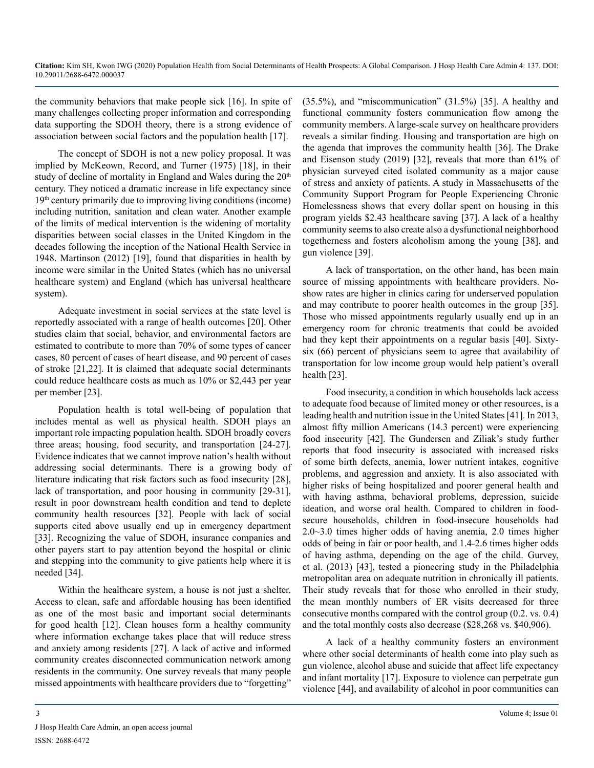the community behaviors that make people sick [16]. In spite of many challenges collecting proper information and corresponding data supporting the SDOH theory, there is a strong evidence of association between social factors and the population health [17].

The concept of SDOH is not a new policy proposal. It was implied by McKeown, Record, and Turner (1975) [18], in their study of decline of mortality in England and Wales during the 20th century. They noticed a dramatic increase in life expectancy since 19th century primarily due to improving living conditions (income) including nutrition, sanitation and clean water. Another example of the limits of medical intervention is the widening of mortality disparities between social classes in the United Kingdom in the decades following the inception of the National Health Service in 1948. Martinson (2012) [19], found that disparities in health by income were similar in the United States (which has no universal healthcare system) and England (which has universal healthcare system).

Adequate investment in social services at the state level is reportedly associated with a range of health outcomes [20]. Other studies claim that social, behavior, and environmental factors are estimated to contribute to more than 70% of some types of cancer cases, 80 percent of cases of heart disease, and 90 percent of cases of stroke [21,22]. It is claimed that adequate social determinants could reduce healthcare costs as much as 10% or $2,443 per year per member [23].

Population health is total well-being of population that includes mental as well as physical health. SDOH plays an important role impacting population health. SDOH broadly covers three areas; housing, food security, and transportation [24-27]. Evidence indicates that we cannot improve nation's health without addressing social determinants. There is a growing body of literature indicating that risk factors such as food insecurity [28], lack of transportation, and poor housing in community [29-31], result in poor downstream health condition and tend to deplete community health resources [32]. People with lack of social supports cited above usually end up in emergency department [33]. Recognizing the value of SDOH, insurance companies and other payers start to pay attention beyond the hospital or clinic and stepping into the community to give patients help where it is needed [34].

Within the healthcare system, a house is not just a shelter. Access to clean, safe and affordable housing has been identified as one of the most basic and important social determinants for good health [12]. Clean houses form a healthy community where information exchange takes place that will reduce stress and anxiety among residents [27]. A lack of active and informed community creates disconnected communication network among residents in the community. One survey reveals that many people missed appointments with healthcare providers due to "forgetting" (35.5%), and "miscommunication" (31.5%) [35]. A healthy and functional community fosters communication flow among the community members. A large-scale survey on healthcare providers reveals a similar finding. Housing and transportation are high on the agenda that improves the community health [36]. The Drake and Eisenson study (2019) [32], reveals that more than 61% of physician surveyed cited isolated community as a major cause of stress and anxiety of patients. A study in Massachusetts of the Community Support Program for People Experiencing Chronic Homelessness shows that every dollar spent on housing in this program yields $2.43 healthcare saving [37]. A lack of a healthy community seems to also create also a dysfunctional neighborhood togetherness and fosters alcoholism among the young [38], and gun violence [39].

A lack of transportation, on the other hand, has been main source of missing appointments with healthcare providers. No-show rates are higher in clinics caring for underserved population and may contribute to poorer health outcomes in the group [35]. Those who missed appointments regularly usually end up in an emergency room for chronic treatments that could be avoided had they kept their appointments on a regular basis [40]. Sixty-six (66) percent of physicians seem to agree that availability of transportation for low income group would help patient's overall health [23].

Food insecurity, a condition in which households lack access to adequate food because of limited money or other resources, is a leading health and nutrition issue in the United States [41]. In 2013, almost fifty million Americans (14.3 percent) were experiencing food insecurity [42]. The Gundersen and Ziliak's study further reports that food insecurity is associated with increased risks of some birth defects, anemia, lower nutrient intakes, cognitive problems, and aggression and anxiety. It is also associated with higher risks of being hospitalized and poorer general health and with having asthma, behavioral problems, depression, suicide ideation, and worse oral health. Compared to children in food-secure households, children in food-insecure households had 2.0~3.0 times higher odds of having anemia, 2.0 times higher odds of being in fair or poor health, and 1.4-2.6 times higher odds of having asthma, depending on the age of the child. Gurvey, et al. (2013) [43], tested a pioneering study in the Philadelphia metropolitan area on adequate nutrition in chronically ill patients. Their study reveals that for those who enrolled in their study, the mean monthly numbers of ER visits decreased for three consecutive months compared with the control group (0.2. vs. 0.4) and the total monthly costs also decrease ($28,268 vs. $40,906).

A lack of a healthy community fosters an environment where other social determinants of health come into play such as gun violence, alcohol abuse and suicide that affect life expectancy and infant mortality [17]. Exposure to violence can perpetrate gun violence [44], and availability of alcohol in poor communities can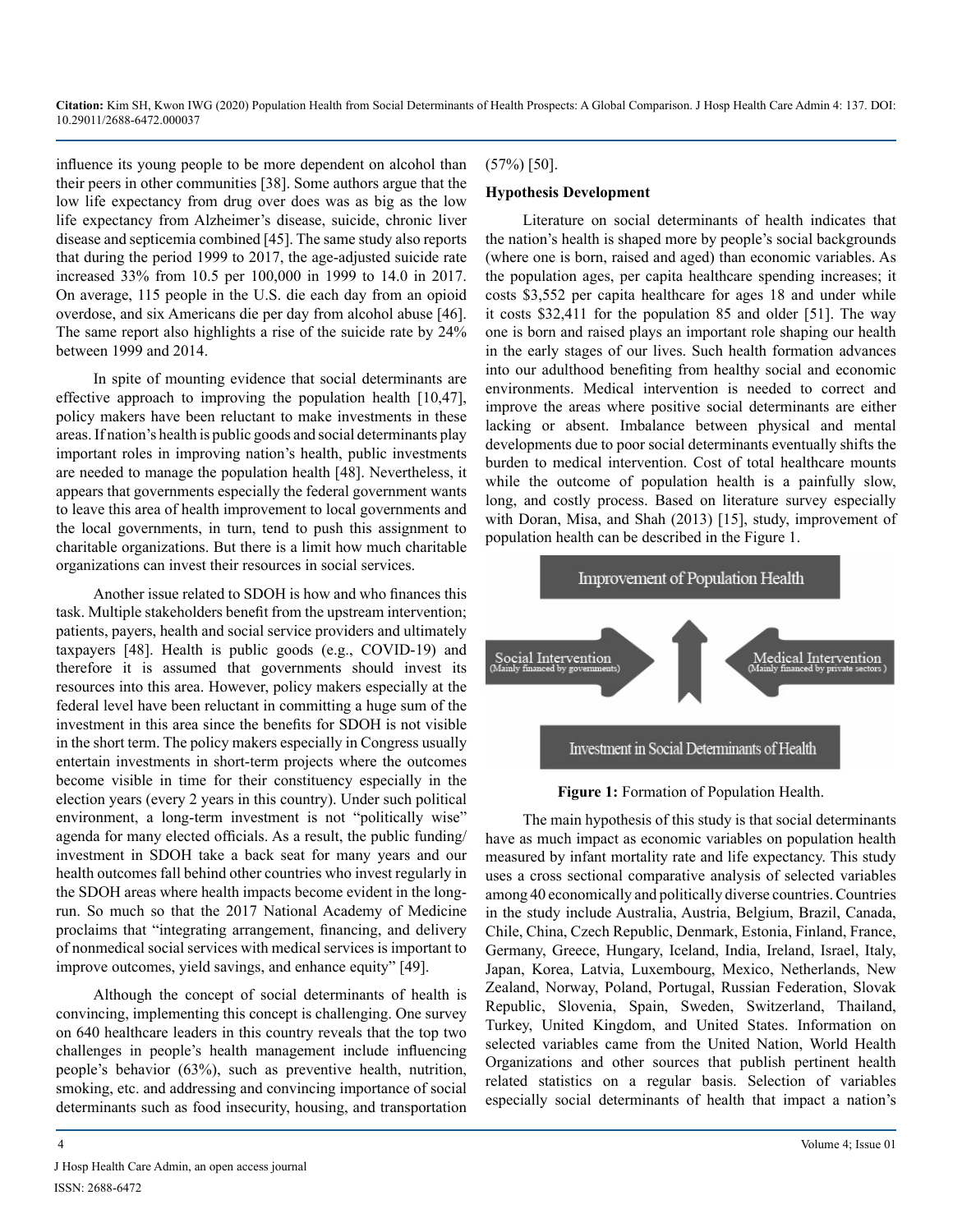influence its young people to be more dependent on alcohol than their peers in other communities [38]. Some authors argue that the low life expectancy from drug over does was as big as the low life expectancy from Alzheimer's disease, suicide, chronic liver disease and septicemia combined [45]. The same study also reports that during the period 1999 to 2017, the age-adjusted suicide rate increased 33% from 10.5 per 100,000 in 1999 to 14.0 in 2017. On average, 115 people in the U.S. die each day from an opioid overdose, and six Americans die per day from alcohol abuse [46]. The same report also highlights a rise of the suicide rate by 24% between 1999 and 2014.

In spite of mounting evidence that social determinants are effective approach to improving the population health [10,47], policy makers have been reluctant to make investments in these areas. If nation's health is public goods and social determinants play important roles in improving nation's health, public investments are needed to manage the population health [48]. Nevertheless, it appears that governments especially the federal government wants to leave this area of health improvement to local governments and the local governments, in turn, tend to push this assignment to charitable organizations. But there is a limit how much charitable organizations can invest their resources in social services.

Another issue related to SDOH is how and who finances this task. Multiple stakeholders benefit from the upstream intervention; patients, payers, health and social service providers and ultimately taxpayers [48]. Health is public goods (e.g., COVID-19) and therefore it is assumed that governments should invest its resources into this area. However, policy makers especially at the federal level have been reluctant in committing a huge sum of the investment in this area since the benefits for SDOH is not visible in the short term. The policy makers especially in Congress usually entertain investments in short-term projects where the outcomes become visible in time for their constituency especially in the election years (every 2 years in this country). Under such political environment, a long-term investment is not "politically wise" agenda for many elected officials. As a result, the public funding/investment in SDOH take a back seat for many years and our health outcomes fall behind other countries who invest regularly in the SDOH areas where health impacts become evident in the long-run. So much so that the 2017 National Academy of Medicine proclaims that "integrating arrangement, financing, and delivery of nonmedical social services with medical services is important to improve outcomes, yield savings, and enhance equity" [49].

Although the concept of social determinants of health is convincing, implementing this concept is challenging. One survey on 640 healthcare leaders in this country reveals that the top two challenges in people's health management include influencing people's behavior (63%), such as preventive health, nutrition, smoking, etc. and addressing and convincing importance of social determinants such as food insecurity, housing, and transportation (57%) [50].

### Hypothesis Development

Literature on social determinants of health indicates that the nation's health is shaped more by people's social backgrounds (where one is born, raised and aged) than economic variables. As the population ages, per capita healthcare spending increases; it costs $3,552 per capita healthcare for ages 18 and under while it costs $32,411 for the population 85 and older [51]. The way one is born and raised plays an important role shaping our health in the early stages of our lives. Such health formation advances into our adulthood benefiting from healthy social and economic environments. Medical intervention is needed to correct and improve the areas where positive social determinants are either lacking or absent. Imbalance between physical and mental developments due to poor social determinants eventually shifts the burden to medical intervention. Cost of total healthcare mounts while the outcome of population health is a painfully slow, long, and costly process. Based on literature survey especially with Doran, Misa, and Shah (2013) [15], study, improvement of population health can be described in the Figure 1.

Improvement of Population Health

Social Intervention (Mainly financed by governments)

Medical Intervention (Mainly financed by private sectors)

Investment in Social Determinants of Health

**Figure 1:** Formation of Population Health.

The main hypothesis of this study is that social determinants have as much impact as economic variables on population health measured by infant mortality rate and life expectancy. This study uses a cross sectional comparative analysis of selected variables among 40 economically and politically diverse countries. Countries in the study include Australia, Austria, Belgium, Brazil, Canada, Chile, China, Czech Republic, Denmark, Estonia, Finland, France, Germany, Greece, Hungary, Iceland, India, Ireland, Israel, Italy, Japan, Korea, Latvia, Luxembourg, Mexico, Netherlands, New Zealand, Norway, Poland, Portugal, Russian Federation, Slovak Republic, Slovenia, Spain, Sweden, Switzerland, Thailand, Turkey, United Kingdom, and United States. Information on selected variables came from the United Nation, World Health Organizations and other sources that publish pertinent health related statistics on a regular basis. Selection of variables especially social determinants of health that impact a nation's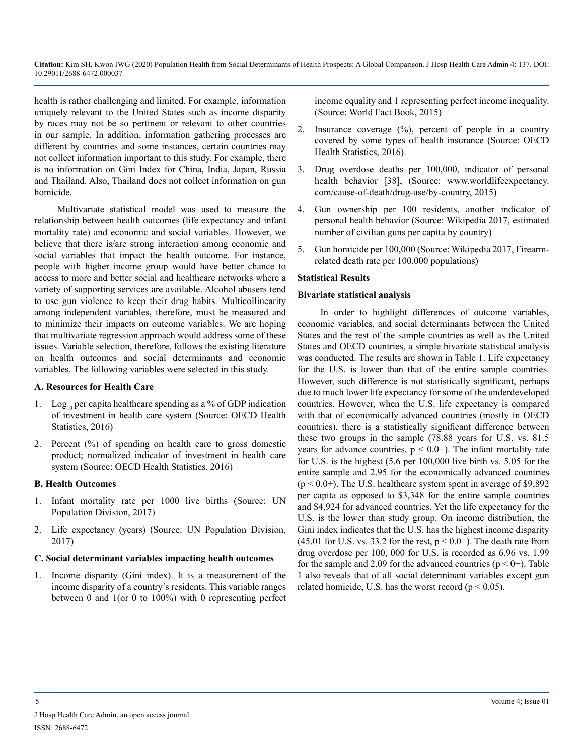health is rather challenging and limited. For example, information uniquely relevant to the United States such as income disparity by races may not be so pertinent or relevant to other countries in our sample. In addition, information gathering processes are different by countries and some instances, certain countries may not collect information important to this study. For example, there is no information on Gini Index for China, India, Japan, Russia and Thailand. Also, Thailand does not collect information on gun homicide.

Multivariate statistical model was used to measure the relationship between health outcomes (life expectancy and infant mortality rate) and economic and social variables. However, we believe that there is/are strong interaction among economic and social variables that impact the health outcome. For instance, people with higher income group would have better chance to access to more and better social and healthcare networks where a variety of supporting services are available. Alcohol abusers tend to use gun violence to keep their drug habits. Multicollinearity among independent variables, therefore, must be measured and to minimize their impacts on outcome variables. We are hoping that multivariate regression approach would address some of these issues. Variable selection, therefore, follows the existing literature on health outcomes and social determinants and economic variables. The following variables were selected in this study.

**A. Resources for Health Care**

1. $\text{Log}_{10}$ per capita healthcare spending as a % of GDP indication of investment in health care system (Source: OECD Health Statistics, 2016)
2. Percent (%) of spending on health care to gross domestic product; normalized indicator of investment in health care system (Source: OECD Health Statistics, 2016)

**B. Health Outcomes**

1. Infant mortality rate per 1000 live births (Source: UN Population Division, 2017)
2. Life expectancy (years) (Source: UN Population Division, 2017)

**C. Social determinant variables impacting health outcomes**

1. Income disparity (Gini index). It is a measurement of the income disparity of a country's residents. This variable ranges between 0 and 1(or 0 to 100%) with 0 representing perfect income equality and 1 representing perfect income inequality. (Source: World Fact Book, 2015)
2. Insurance coverage (%), percent of people in a country covered by some types of health insurance (Source: OECD Health Statistics, 2016).
3. Drug overdose deaths per 100,000, indicator of personal health behavior [38], (Source: www.worldlifeexpectancy.com/cause-of-death/drug-use/by-country, 2015)
4. Gun ownership per 100 residents, another indicator of personal health behavior (Source: Wikipedia 2017, estimated number of civilian guns per capita by country)
5. Gun homicide per 100,000 (Source: Wikipedia 2017, Firearm-related death rate per 100,000 populations)

**Statistical Results**

**Bivariate statistical analysis**

In order to highlight differences of outcome variables, economic variables, and social determinants between the United States and the rest of the sample countries as well as the United States and OECD countries, a simple bivariate statistical analysis was conducted. The results are shown in Table 1. Life expectancy for the U.S. is lower than that of the entire sample countries. However, such difference is not statistically significant, perhaps due to much lower life expectancy for some of the underdeveloped countries. However, when the U.S. life expectancy is compared with that of economically advanced countries (mostly in OECD countries), there is a statistically significant difference between these two groups in the sample (78.88 years for U.S. vs. 81.5 years for advance countries, $p < 0.0+$). The infant mortality rate for U.S. is the highest (5.6 per 100,000 live birth vs. 5.05 for the entire sample and 2.95 for the economically advanced countries ($p < 0.0+$). The U.S. healthcare system spent in average of \$9,892 per capita as opposed to \$3,348 for the entire sample countries and \$4,924 for advanced countries. Yet the life expectancy for the U.S. is the lower than study group. On income distribution, the Gini index indicates that the U.S. has the highest income disparity (45.01 for U.S. vs. 33.2 for the rest, $p < 0.0+$). The death rate from drug overdose per 100, 000 for U.S. is recorded as 6.96 vs. 1.99 for the sample and 2.09 for the advanced countries ($p < 0+$). Table 1 also reveals that of all social determinant variables except gun related homicide, U.S. has the worst record ($p < 0.05$).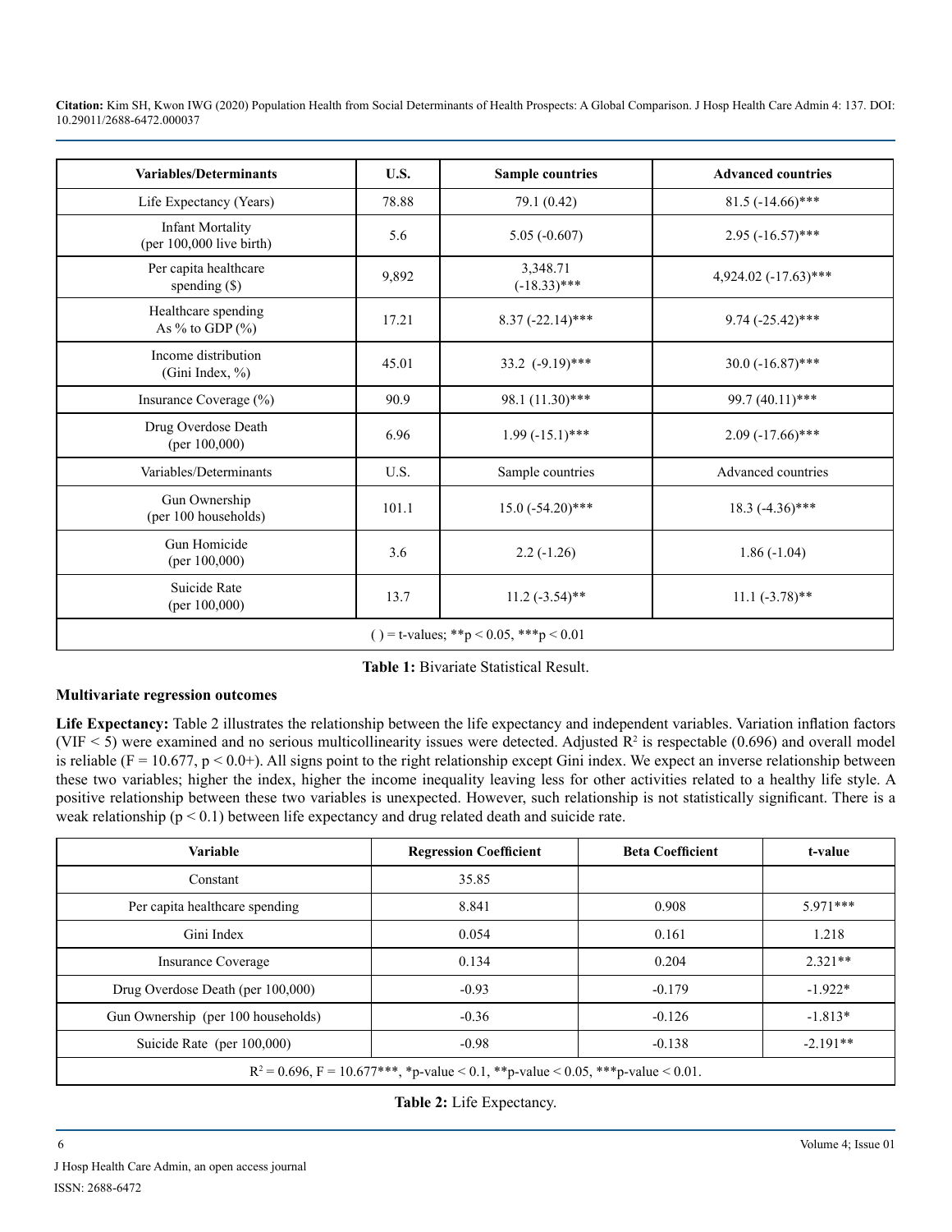| Variables/Determinants | U.S. | Sample countries | Advanced countries |
|---|---|---|---|
| Life Expectancy (Years) | 78.88 | 79.1 (0.42) | 81.5 (-14.66)*** |
| Infant Mortality (per 100,000 live birth) | 5.6 | 5.05 (-0.607) | 2.95 (-16.57)*** |
| Per capita healthcare spending ($) | 9,892 | 3,348.71 (-18.33)*** | 4,924.02 (-17.63)*** |
| Healthcare spending As % to GDP (%) | 17.21 | 8.37 (-22.14)*** | 9.74 (-25.42)*** |
| Income distribution (Gini Index, %) | 45.01 | 33.2 (-9.19)*** | 30.0 (-16.87)*** |
| Insurance Coverage (%) | 90.9 | 98.1 (11.30)*** | 99.7 (40.11)*** |
| Drug Overdose Death (per 100,000) | 6.96 | 1.99 (-15.1)*** | 2.09 (-17.66)*** |
| Variables/Determinants | U.S. | Sample countries | Advanced countries |
| Gun Ownership (per 100 households) | 101.1 | 15.0 (-54.20)*** | 18.3 (-4.36)*** |
| Gun Homicide (per 100,000) | 3.6 | 2.2 (-1.26) | 1.86 (-1.04) |
| Suicide Rate (per 100,000) | 13.7 | 11.2 (-3.54)** | 11.1 (-3.78)** |
| ( ) = t-values; **p < 0.05, ***p < 0.01 | | | |

**Table 1:** Bivariate Statistical Result.

### Multivariate regression outcomes

**Life Expectancy:** Table 2 illustrates the relationship between the life expectancy and independent variables. Variation inflation factors (VIF < 5) were examined and no serious multicollinearity issues were detected. Adjusted $R^2$ is respectable (0.696) and overall model is reliable (F = 10.677, p < 0.0+). All signs point to the right relationship except Gini index. We expect an inverse relationship between these two variables; higher the index, higher the income inequality leaving less for other activities related to a healthy life style. A positive relationship between these two variables is unexpected. However, such relationship is not statistically significant. There is a weak relationship (p < 0.1) between life expectancy and drug related death and suicide rate.

| Variable | Regression Coefficient | Beta Coefficient | t-value |
|---|---|---|---|
| Constant | 35.85 | | |
| Per capita healthcare spending | 8.841 | 0.908 | 5.971*** |
| Gini Index | 0.054 | 0.161 | 1.218 |
| Insurance Coverage | 0.134 | 0.204 | 2.321** |
| Drug Overdose Death (per 100,000) | -0.93 | -0.179 | -1.922* |
| Gun Ownership (per 100 households) | -0.36 | -0.126 | -1.813* |
| Suicide Rate (per 100,000) | -0.98 | -0.138 | -2.191** |
| $R^2$ = 0.696, F = 10.677***, *p-value < 0.1, **p-value < 0.05, ***p-value < 0.01. | | | |

**Table 2:** Life Expectancy.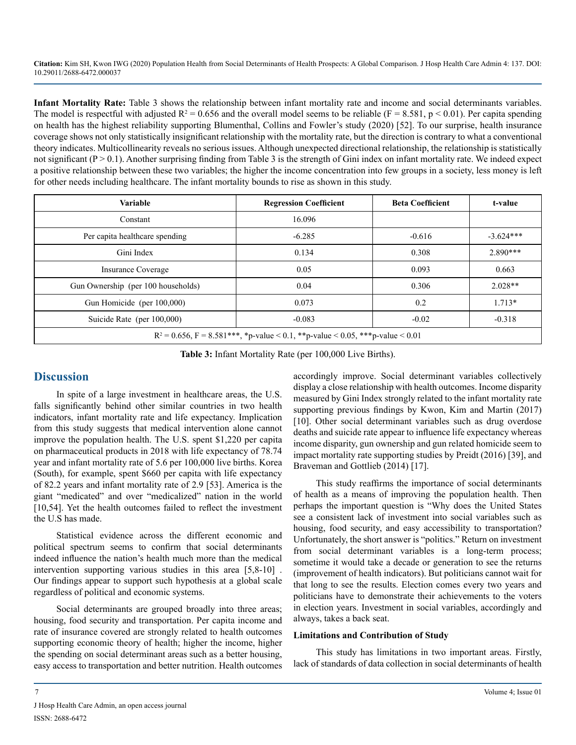**Infant Mortality Rate:** Table 3 shows the relationship between infant mortality rate and income and social determinants variables. The model is respectful with adjusted $R^2 = 0.656$ and the overall model seems to be reliable ($F = 8.581$, $p < 0.01$). Per capita spending on health has the highest reliability supporting Blumenthal, Collins and Fowler's study (2020) [52]. To our surprise, health insurance coverage shows not only statistically insignificant relationship with the mortality rate, but the direction is contrary to what a conventional theory indicates. Multicollinearity reveals no serious issues. Although unexpected directional relationship, the relationship is statistically not significant ($P > 0.1$). Another surprising finding from Table 3 is the strength of Gini index on infant mortality rate. We indeed expect a positive relationship between these two variables; the higher the income concentration into few groups in a society, less money is left for other needs including healthcare. The infant mortality bounds to rise as shown in this study.

| Variable | Regression Coefficient | Beta Coefficient | t-value |
|---|---|---|---|
| Constant | 16.096 | | |
| Per capita healthcare spending | -6.285 | -0.616 | -3.624*** |
| Gini Index | 0.134 | 0.308 | 2.890*** |
| Insurance Coverage | 0.05 | 0.093 | 0.663 |
| Gun Ownership (per 100 households) | 0.04 | 0.306 | 2.028** |
| Gun Homicide (per 100,000) | 0.073 | 0.2 | 1.713* |
| Suicide Rate (per 100,000) | -0.083 | -0.02 | -0.318 |
| $R^2 = 0.656$, F = 8.581***, *p-value < 0.1, **p-value < 0.05, ***p-value < 0.01 | | | |

**Table 3:** Infant Mortality Rate (per 100,000 Live Births).

## Discussion

In spite of a large investment in healthcare areas, the U.S. falls significantly behind other similar countries in two health indicators, infant mortality rate and life expectancy. Implication from this study suggests that medical intervention alone cannot improve the population health. The U.S. spent $1,220 per capita on pharmaceutical products in 2018 with life expectancy of 78.74 year and infant mortality rate of 5.6 per 100,000 live births. Korea (South), for example, spent $660 per capita with life expectancy of 82.2 years and infant mortality rate of 2.9 [53]. America is the giant "medicated" and over "medicalized" nation in the world [10,54]. Yet the health outcomes failed to reflect the investment the U.S has made.

Statistical evidence across the different economic and political spectrum seems to confirm that social determinants indeed influence the nation's health much more than the medical intervention supporting various studies in this area [5,8-10] . Our findings appear to support such hypothesis at a global scale regardless of political and economic systems.

Social determinants are grouped broadly into three areas; housing, food security and transportation. Per capita income and rate of insurance covered are strongly related to health outcomes supporting economic theory of health; higher the income, higher the spending on social determinant areas such as a better housing, easy access to transportation and better nutrition. Health outcomes accordingly improve. Social determinant variables collectively display a close relationship with health outcomes. Income disparity measured by Gini Index strongly related to the infant mortality rate supporting previous findings by Kwon, Kim and Martin (2017) [10]. Other social determinant variables such as drug overdose deaths and suicide rate appear to influence life expectancy whereas income disparity, gun ownership and gun related homicide seem to impact mortality rate supporting studies by Preidt (2016) [39], and Braveman and Gottlieb (2014) [17].

This study reaffirms the importance of social determinants of health as a means of improving the population health. Then perhaps the important question is "Why does the United States see a consistent lack of investment into social variables such as housing, food security, and easy accessibility to transportation? Unfortunately, the short answer is "politics." Return on investment from social determinant variables is a long-term process; sometime it would take a decade or generation to see the returns (improvement of health indicators). But politicians cannot wait for that long to see the results. Election comes every two years and politicians have to demonstrate their achievements to the voters in election years. Investment in social variables, accordingly and always, takes a back seat.

### Limitations and Contribution of Study

This study has limitations in two important areas. Firstly, lack of standards of data collection in social determinants of health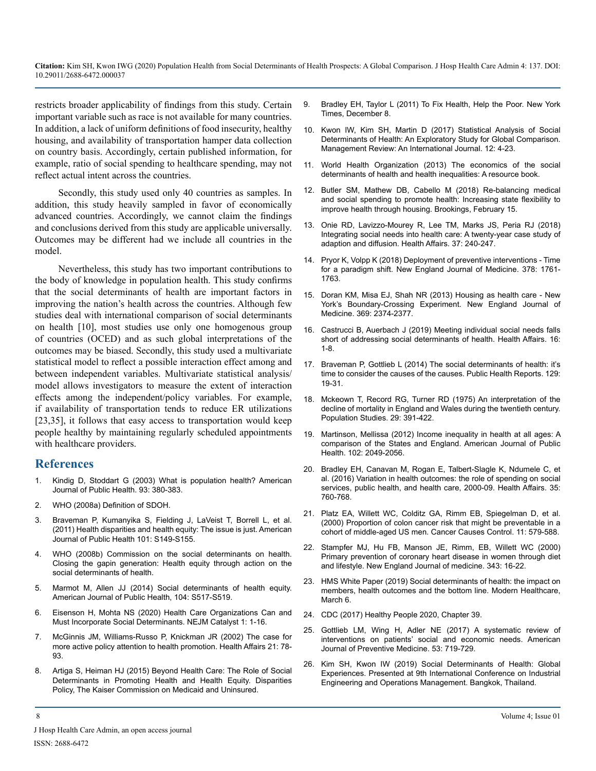restricts broader applicability of findings from this study. Certain important variable such as race is not available for many countries. In addition, a lack of uniform definitions of food insecurity, healthy housing, and availability of transportation hamper data collection on country basis. Accordingly, certain published information, for example, ratio of social spending to healthcare spending, may not reflect actual intent across the countries.

Secondly, this study used only 40 countries as samples. In addition, this study heavily sampled in favor of economically advanced countries. Accordingly, we cannot claim the findings and conclusions derived from this study are applicable universally. Outcomes may be different had we include all countries in the model.

Nevertheless, this study has two important contributions to the body of knowledge in population health. This study confirms that the social determinants of health are important factors in improving the nation's health across the countries. Although few studies deal with international comparison of social determinants on health [10], most studies use only one homogenous group of countries (OCED) and as such global interpretations of the outcomes may be biased. Secondly, this study used a multivariate statistical model to reflect a possible interaction effect among and between independent variables. Multivariate statistical analysis/model allows investigators to measure the extent of interaction effects among the independent/policy variables. For example, if availability of transportation tends to reduce ER utilizations [23,35], it follows that easy access to transportation would keep people healthy by maintaining regularly scheduled appointments with healthcare providers.

## References

1. Kindig D, Stoddart G (2003) What is population health? American Journal of Public Health. 93: 380-383.
2. WHO (2008a) Definition of SDOH.
3. Braveman P, Kumanyika S, Fielding J, LaVeist T, Borrell L, et al. (2011) Health disparities and health equity: The issue is just. American Journal of Public Health 101: S149-S155.
4. WHO (2008b) Commission on the social determinants on health. Closing the gapin generation: Health equity through action on the social determinants of health.
5. Marmot M, Allen JJ (2014) Social determinants of health equity. American Journal of Public Health, 104: S517-S519.
6. Eisenson H, Mohta NS (2020) Health Care Organizations Can and Must Incorporate Social Determinants. NEJM Catalyst 1: 1-16.
7. McGinnis JM, Williams-Russo P, Knickman JR (2002) The case for more active policy attention to health promotion. Health Affairs 21: 78-93.
8. Artiga S, Heiman HJ (2015) Beyond Health Care: The Role of Social Determinants in Promoting Health and Health Equity. Disparities Policy, The Kaiser Commission on Medicaid and Uninsured.
9. Bradley EH, Taylor L (2011) To Fix Health, Help the Poor. New York Times, December 8.
10. Kwon IW, Kim SH, Martin D (2017) Statistical Analysis of Social Determinants of Health: An Exploratory Study for Global Comparison. Management Review: An International Journal. 12: 4-23.
11. World Health Organization (2013) The economics of the social determinants of health and health inequalities: A resource book.
12. Butler SM, Mathew DB, Cabello M (2018) Re-balancing medical and social spending to promote health: Increasing state flexibility to improve health through housing. Brookings, February 15.
13. Onie RD, Lavizzo-Mourey R, Lee TM, Marks JS, Peria RJ (2018) Integrating social needs into health care: A twenty-year case study of adaption and diffusion. Health Affairs. 37: 240-247.
14. Pryor K, Volpp K (2018) Deployment of preventive interventions - Time for a paradigm shift. New England Journal of Medicine. 378: 1761-1763.
15. Doran KM, Misa EJ, Shah NR (2013) Housing as health care - New York's Boundary-Crossing Experiment. New England Journal of Medicine. 369: 2374-2377.
16. Castrucci B, Auerbach J (2019) Meeting individual social needs falls short of addressing social determinants of health. Health Affairs. 16: 1-8.
17. Braveman P, Gottlieb L (2014) The social determinants of health: it's time to consider the causes of the causes. Public Health Reports. 129: 19-31.
18. Mckeown T, Record RG, Turner RD (1975) An interpretation of the decline of mortality in England and Wales during the twentieth century. Population Studies. 29: 391-422.
19. Martinson, Mellissa (2012) Income inequality in health at all ages: A comparison of the States and England. American Journal of Public Health. 102: 2049-2056.
20. Bradley EH, Canavan M, Rogan E, Talbert-Slagle K, Ndumele C, et al. (2016) Variation in health outcomes: the role of spending on social services, public health, and health care, 2000-09. Health Affairs. 35: 760-768.
21. Platz EA, Willett WC, Colditz GA, Rimm EB, Spiegelman D, et al. (2000) Proportion of colon cancer risk that might be preventable in a cohort of middle-aged US men. Cancer Causes Control. 11: 579-588.
22. Stampfer MJ, Hu FB, Manson JE, Rimm, EB, Willett WC (2000) Primary prevention of coronary heart disease in women through diet and lifestyle. New England Journal of medicine. 343: 16-22.
23. HMS White Paper (2019) Social determinants of health: the impact on members, health outcomes and the bottom line. Modern Healthcare, March 6.
24. CDC (2017) Healthy People 2020, Chapter 39.
25. Gottlieb LM, Wing H, Adler NE (2017) A systematic review of interventions on patients' social and economic needs. American Journal of Preventive Medicine. 53: 719-729.
26. Kim SH, Kwon IW (2019) Social Determinants of Health: Global Experiences. Presented at 9th International Conference on Industrial Engineering and Operations Management. Bangkok, Thailand.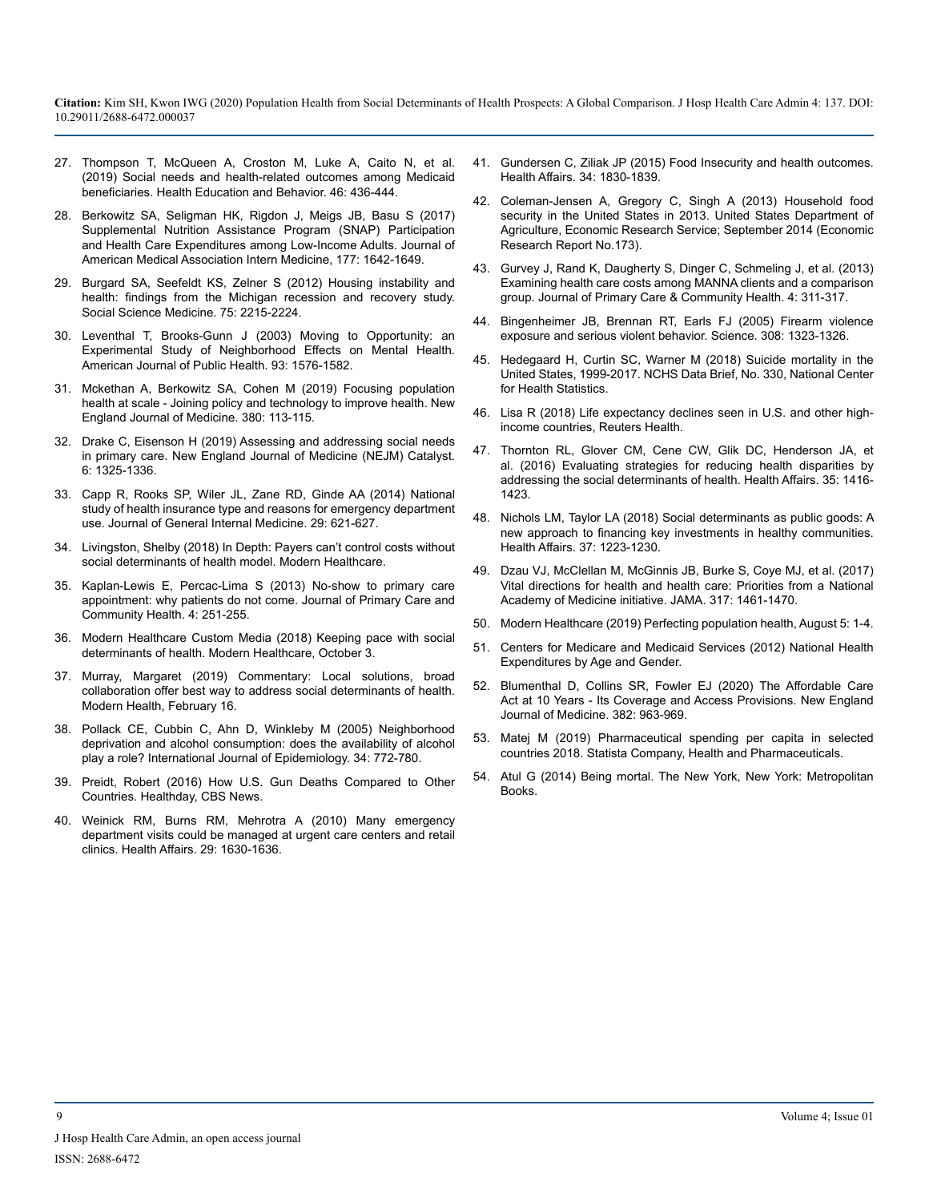27. Thompson T, McQueen A, Croston M, Luke A, Caito N, et al. (2019) Social needs and health-related outcomes among Medicaid beneficiaries. Health Education and Behavior. 46: 436-444.
28. Berkowitz SA, Seligman HK, Rigdon J, Meigs JB, Basu S (2017) Supplemental Nutrition Assistance Program (SNAP) Participation and Health Care Expenditures among Low-Income Adults. Journal of American Medical Association Intern Medicine, 177: 1642-1649.
29. Burgard SA, Seefeldt KS, Zelner S (2012) Housing instability and health: findings from the Michigan recession and recovery study. Social Science Medicine. 75: 2215-2224.
30. Leventhal T, Brooks-Gunn J (2003) Moving to Opportunity: an Experimental Study of Neighborhood Effects on Mental Health. American Journal of Public Health. 93: 1576-1582.
31. Mckethan A, Berkowitz SA, Cohen M (2019) Focusing population health at scale - Joining policy and technology to improve health. New England Journal of Medicine. 380: 113-115.
32. Drake C, Eisenson H (2019) Assessing and addressing social needs in primary care. New England Journal of Medicine (NEJM) Catalyst. 6: 1325-1336.
33. Capp R, Rooks SP, Wiler JL, Zane RD, Ginde AA (2014) National study of health insurance type and reasons for emergency department use. Journal of General Internal Medicine. 29: 621-627.
34. Livingston, Shelby (2018) In Depth: Payers can't control costs without social determinants of health model. Modern Healthcare.
35. Kaplan-Lewis E, Percac-Lima S (2013) No-show to primary care appointment: why patients do not come. Journal of Primary Care and Community Health. 4: 251-255.
36. Modern Healthcare Custom Media (2018) Keeping pace with social determinants of health. Modern Healthcare, October 3.
37. Murray, Margaret (2019) Commentary: Local solutions, broad collaboration offer best way to address social determinants of health. Modern Health, February 16.
38. Pollack CE, Cubbin C, Ahn D, Winkleby M (2005) Neighborhood deprivation and alcohol consumption: does the availability of alcohol play a role? International Journal of Epidemiology. 34: 772-780.
39. Preidt, Robert (2016) How U.S. Gun Deaths Compared to Other Countries. Healthday, CBS News.
40. Weinick RM, Burns RM, Mehrotra A (2010) Many emergency department visits could be managed at urgent care centers and retail clinics. Health Affairs. 29: 1630-1636.
41. Gundersen C, Ziliak JP (2015) Food Insecurity and health outcomes. Health Affairs. 34: 1830-1839.
42. Coleman-Jensen A, Gregory C, Singh A (2013) Household food security in the United States in 2013. United States Department of Agriculture, Economic Research Service; September 2014 (Economic Research Report No.173).
43. Gurvey J, Rand K, Daugherty S, Dinger C, Schmeling J, et al. (2013) Examining health care costs among MANNA clients and a comparison group. Journal of Primary Care & Community Health. 4: 311-317.
44. Bingenheimer JB, Brennan RT, Earls FJ (2005) Firearm violence exposure and serious violent behavior. Science. 308: 1323-1326.
45. Hedegaard H, Curtin SC, Warner M (2018) Suicide mortality in the United States, 1999-2017. NCHS Data Brief, No. 330, National Center for Health Statistics.
46. Lisa R (2018) Life expectancy declines seen in U.S. and other high-income countries, Reuters Health.
47. Thornton RL, Glover CM, Cene CW, Glik DC, Henderson JA, et al. (2016) Evaluating strategies for reducing health disparities by addressing the social determinants of health. Health Affairs. 35: 1416-1423.
48. Nichols LM, Taylor LA (2018) Social determinants as public goods: A new approach to financing key investments in healthy communities. Health Affairs. 37: 1223-1230.
49. Dzau VJ, McClellan M, McGinnis JB, Burke S, Coye MJ, et al. (2017) Vital directions for health and health care: Priorities from a National Academy of Medicine initiative. JAMA. 317: 1461-1470.
50. Modern Healthcare (2019) Perfecting population health, August 5: 1-4.
51. Centers for Medicare and Medicaid Services (2012) National Health Expenditures by Age and Gender.
52. Blumenthal D, Collins SR, Fowler EJ (2020) The Affordable Care Act at 10 Years - Its Coverage and Access Provisions. New England Journal of Medicine. 382: 963-969.
53. Matej M (2019) Pharmaceutical spending per capita in selected countries 2018. Statista Company, Health and Pharmaceuticals.
54. Atul G (2014) Being mortal. The New York, New York: Metropolitan Books.